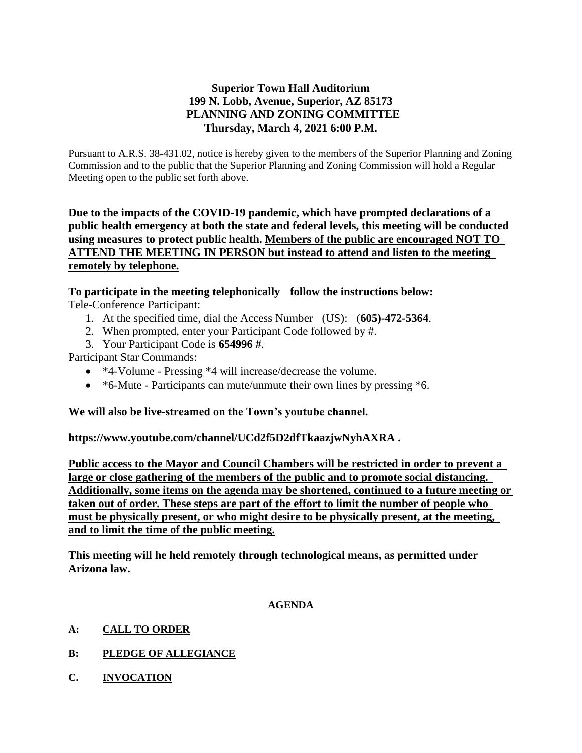**Superior Town Hall Auditorium**
**199 N. Lobb, Avenue, Superior, AZ 85173**
**PLANNING AND ZONING COMMITTEE**
**Thursday, March 4, 2021 6:00 P.M.**

Pursuant to A.R.S. 38-431.02, notice is hereby given to the members of the Superior Planning and Zoning Commission and to the public that the Superior Planning and Zoning Commission will hold a Regular Meeting open to the public set forth above.

**Due to the impacts of the COVID-19 pandemic, which have prompted declarations of a public health emergency at both the state and federal levels, this meeting will be conducted using measures to protect public health. <u>Members of the public are encouraged NOT TO ATTEND THE MEETING IN PERSON but instead to attend and listen to the meeting remotely by telephone.</u>**

**To participate in the meeting telephonically follow the instructions below:**

Tele-Conference Participant:

1. At the specified time, dial the Access Number (US): (**605)-472-5364**.
2. When prompted, enter your Participant Code followed by #.
3. Your Participant Code is **654996 #**.

Participant Star Commands:

- *4-Volume - Pressing *4 will increase/decrease the volume.
- *6-Mute - Participants can mute/unmute their own lines by pressing *6.

**We will also be live-streamed on the Town's youtube channel.**

**https://www.youtube.com/channel/UCd2f5D2dfTkaazjwNyhAXRA .**

**<u>Public access to the Mayor and Council Chambers will be restricted in order to prevent a large or close gathering of the members of the public and to promote social distancing. Additionally, some items on the agenda may be shortened, continued to a future meeting or taken out of order. These steps are part of the effort to limit the number of people who must be physically present, or who might desire to be physically present, at the meeting, and to limit the time of the public meeting.</u>**

**This meeting will he held remotely through technological means, as permitted under Arizona law.**

**AGENDA**

**A: <u>CALL TO ORDER</u>**

**B: <u>PLEDGE OF ALLEGIANCE</u>**

**C. <u>INVOCATION</u>**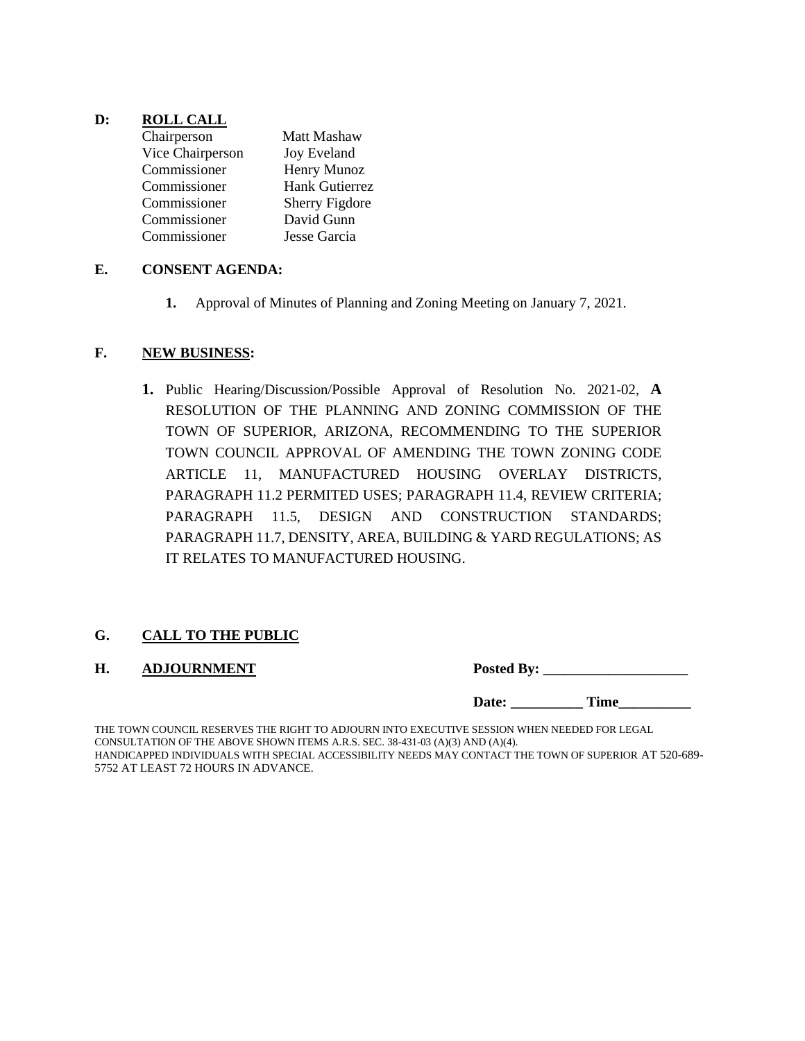**D: ROLL CALL**

| | |
|---|---|
| Chairperson | Matt Mashaw |
| Vice Chairperson | Joy Eveland |
| Commissioner | Henry Munoz |
| Commissioner | Hank Gutierrez |
| Commissioner | Sherry Figdore |
| Commissioner | David Gunn |
| Commissioner | Jesse Garcia |

**E. CONSENT AGENDA:**

1. Approval of Minutes of Planning and Zoning Meeting on January 7, 2021.

**F. NEW BUSINESS:**

1. Public Hearing/Discussion/Possible Approval of Resolution No. 2021-02, **A** RESOLUTION OF THE PLANNING AND ZONING COMMISSION OF THE TOWN OF SUPERIOR, ARIZONA, RECOMMENDING TO THE SUPERIOR TOWN COUNCIL APPROVAL OF AMENDING THE TOWN ZONING CODE ARTICLE 11, MANUFACTURED HOUSING OVERLAY DISTRICTS, PARAGRAPH 11.2 PERMITED USES; PARAGRAPH 11.4, REVIEW CRITERIA; PARAGRAPH 11.5, DESIGN AND CONSTRUCTION STANDARDS; PARAGRAPH 11.7, DENSITY, AREA, BUILDING & YARD REGULATIONS; AS IT RELATES TO MANUFACTURED HOUSING.

**G. CALL TO THE PUBLIC**

**H. ADJOURNMENT**

**Posted By: ____________________**

**Date: __________ Time__________**

THE TOWN COUNCIL RESERVES THE RIGHT TO ADJOURN INTO EXECUTIVE SESSION WHEN NEEDED FOR LEGAL CONSULTATION OF THE ABOVE SHOWN ITEMS A.R.S. SEC. 38-431-03 (A)(3) AND (A)(4).
HANDICAPPED INDIVIDUALS WITH SPECIAL ACCESSIBILITY NEEDS MAY CONTACT THE TOWN OF SUPERIOR AT 520-689-5752 AT LEAST 72 HOURS IN ADVANCE.